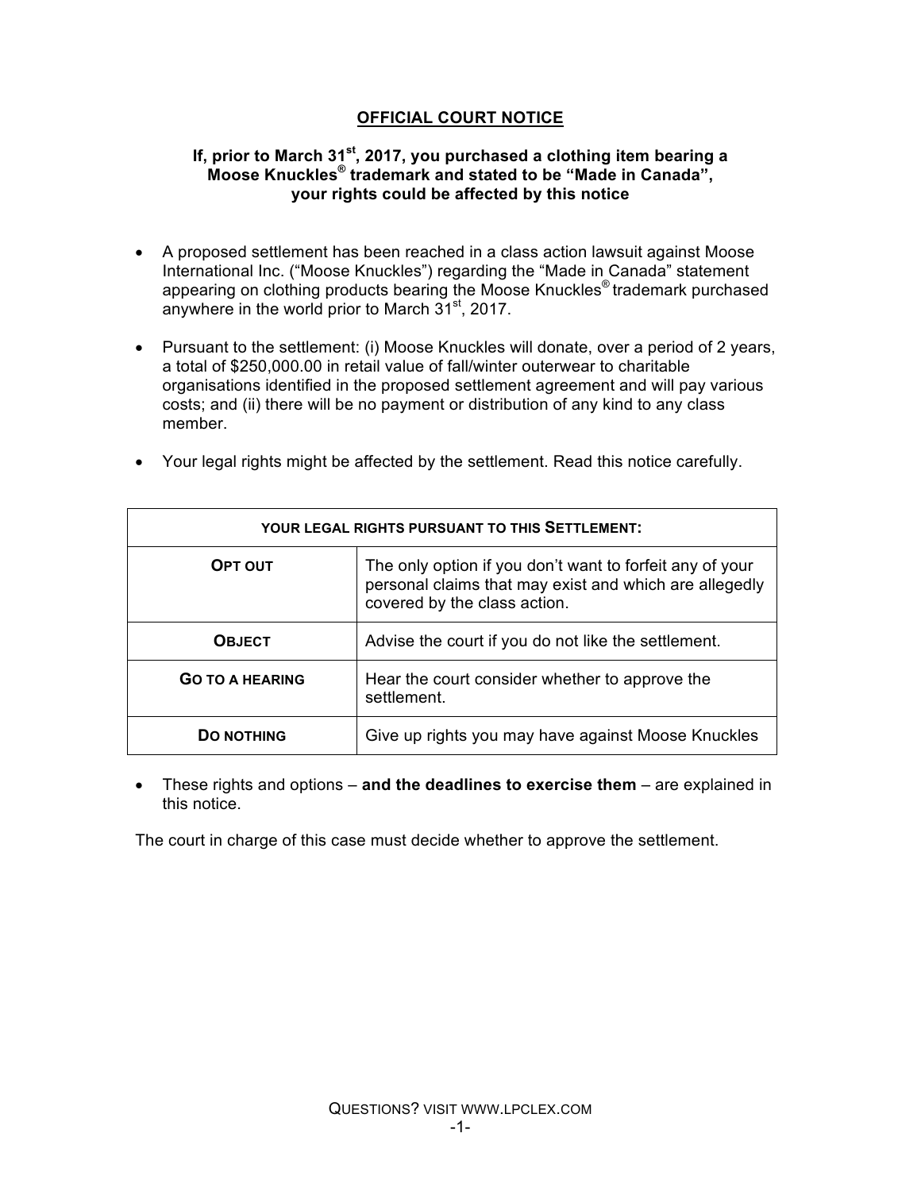# OFFICIAL COURT NOTICE

**If, prior to March 31st, 2017, you purchased a clothing item bearing a Moose Knuckles® trademark and stated to be "Made in Canada", your rights could be affected by this notice**

- A proposed settlement has been reached in a class action lawsuit against Moose International Inc. ("Moose Knuckles") regarding the "Made in Canada" statement appearing on clothing products bearing the Moose Knuckles® trademark purchased anywhere in the world prior to March 31st, 2017.
- Pursuant to the settlement: (i) Moose Knuckles will donate, over a period of 2 years, a total of $250,000.00 in retail value of fall/winter outerwear to charitable organisations identified in the proposed settlement agreement and will pay various costs; and (ii) there will be no payment or distribution of any kind to any class member.
- Your legal rights might be affected by the settlement. Read this notice carefully.

| YOUR LEGAL RIGHTS PURSUANT TO THIS SETTLEMENT: | |
|---|---|
| **OPT OUT** | The only option if you don't want to forfeit any of your personal claims that may exist and which are allegedly covered by the class action. |
| **OBJECT** | Advise the court if you do not like the settlement. |
| **GO TO A HEARING** | Hear the court consider whether to approve the settlement. |
| **DO NOTHING** | Give up rights you may have against Moose Knuckles |

- These rights and options – **and the deadlines to exercise them** – are explained in this notice.

The court in charge of this case must decide whether to approve the settlement.

QUESTIONS? VISIT WWW.LPCLEX.COM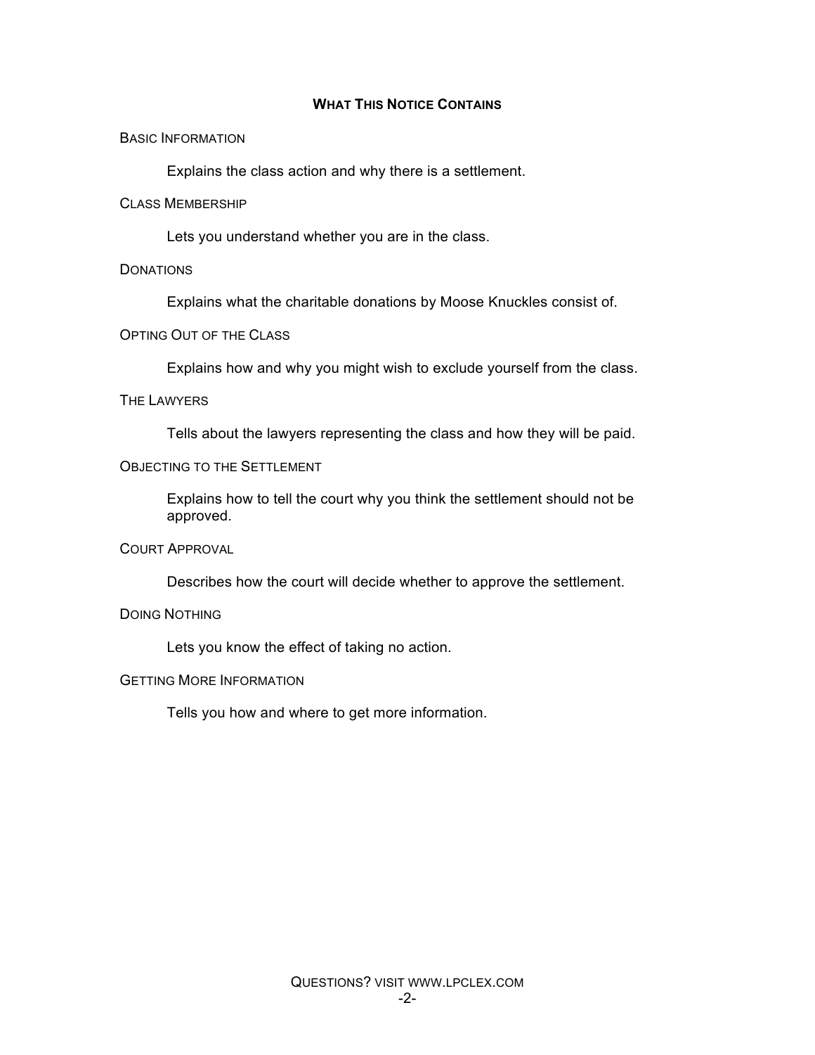## WHAT THIS NOTICE CONTAINS

BASIC INFORMATION

Explains the class action and why there is a settlement.

CLASS MEMBERSHIP

Lets you understand whether you are in the class.

DONATIONS

Explains what the charitable donations by Moose Knuckles consist of.

OPTING OUT OF THE CLASS

Explains how and why you might wish to exclude yourself from the class.

THE LAWYERS

Tells about the lawyers representing the class and how they will be paid.

OBJECTING TO THE SETTLEMENT

Explains how to tell the court why you think the settlement should not be approved.

COURT APPROVAL

Describes how the court will decide whether to approve the settlement.

DOING NOTHING

Lets you know the effect of taking no action.

GETTING MORE INFORMATION

Tells you how and where to get more information.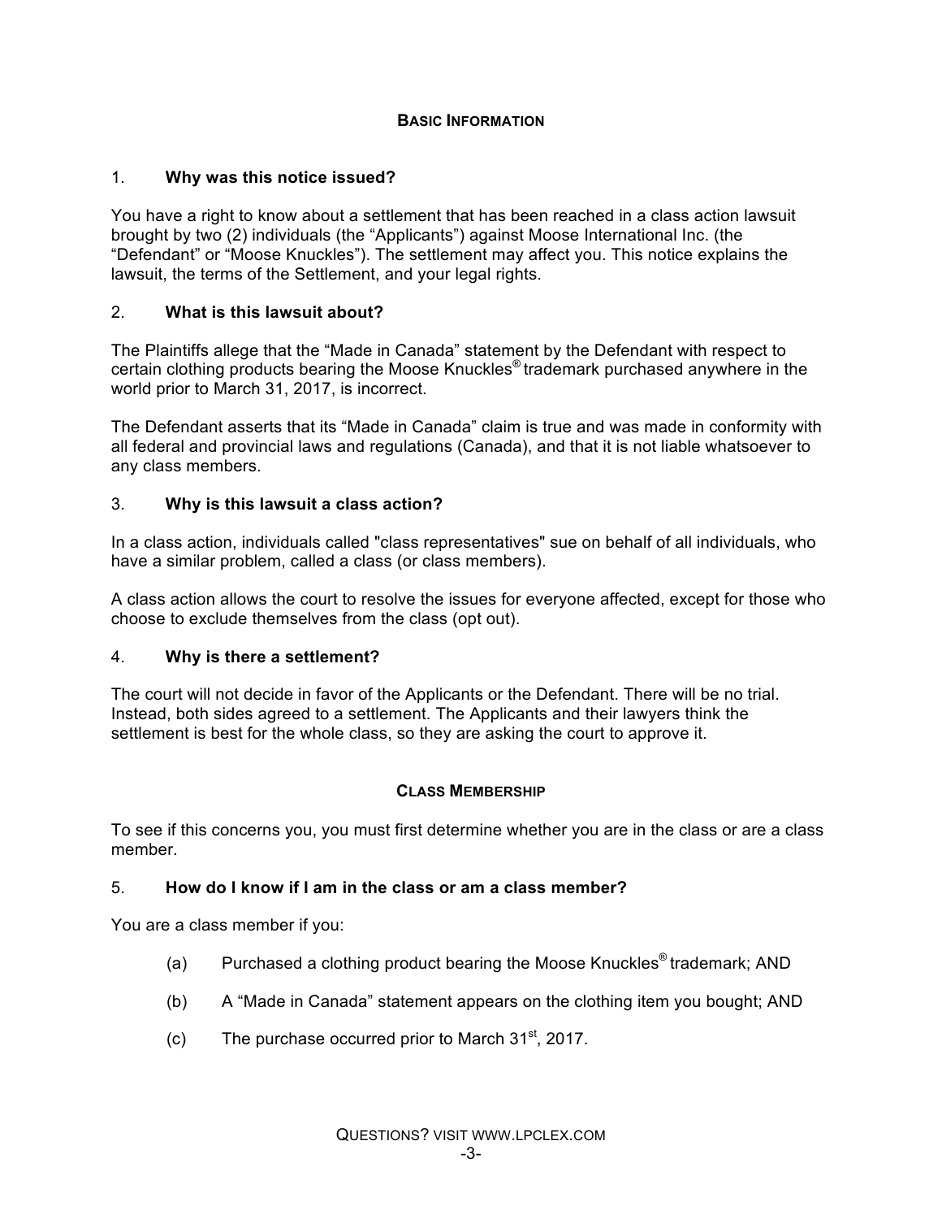## Basic Information

### 1. Why was this notice issued?

You have a right to know about a settlement that has been reached in a class action lawsuit brought by two (2) individuals (the "Applicants") against Moose International Inc. (the "Defendant" or "Moose Knuckles"). The settlement may affect you. This notice explains the lawsuit, the terms of the Settlement, and your legal rights.

### 2. What is this lawsuit about?

The Plaintiffs allege that the "Made in Canada" statement by the Defendant with respect to certain clothing products bearing the Moose Knuckles® trademark purchased anywhere in the world prior to March 31, 2017, is incorrect.

The Defendant asserts that its "Made in Canada" claim is true and was made in conformity with all federal and provincial laws and regulations (Canada), and that it is not liable whatsoever to any class members.

### 3. Why is this lawsuit a class action?

In a class action, individuals called "class representatives" sue on behalf of all individuals, who have a similar problem, called a class (or class members).

A class action allows the court to resolve the issues for everyone affected, except for those who choose to exclude themselves from the class (opt out).

### 4. Why is there a settlement?

The court will not decide in favor of the Applicants or the Defendant. There will be no trial. Instead, both sides agreed to a settlement. The Applicants and their lawyers think the settlement is best for the whole class, so they are asking the court to approve it.

## Class Membership

To see if this concerns you, you must first determine whether you are in the class or are a class member.

### 5. How do I know if I am in the class or am a class member?

You are a class member if you:

(a) Purchased a clothing product bearing the Moose Knuckles® trademark; AND

(b) A "Made in Canada" statement appears on the clothing item you bought; AND

(c) The purchase occurred prior to March 31st, 2017.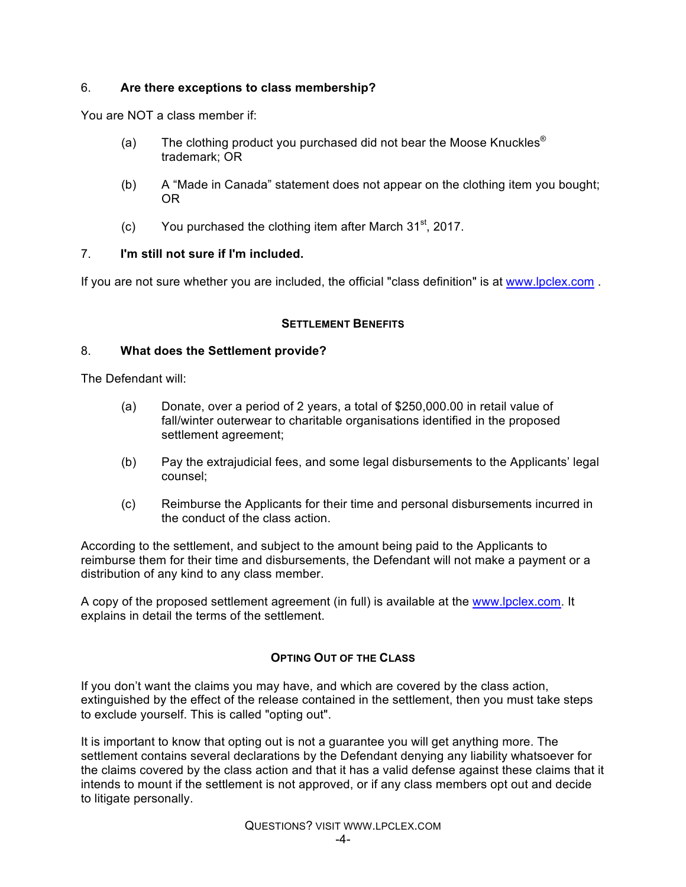### 6. Are there exceptions to class membership?

You are NOT a class member if:

(a) The clothing product you purchased did not bear the Moose Knuckles® trademark; OR

(b) A "Made in Canada" statement does not appear on the clothing item you bought; OR

(c) You purchased the clothing item after March 31st, 2017.

### 7. I'm still not sure if I'm included.

If you are not sure whether you are included, the official "class definition" is at www.lpclex.com .

## SETTLEMENT BENEFITS

### 8. What does the Settlement provide?

The Defendant will:

(a) Donate, over a period of 2 years, a total of $250,000.00 in retail value of fall/winter outerwear to charitable organisations identified in the proposed settlement agreement;

(b) Pay the extrajudicial fees, and some legal disbursements to the Applicants' legal counsel;

(c) Reimburse the Applicants for their time and personal disbursements incurred in the conduct of the class action.

According to the settlement, and subject to the amount being paid to the Applicants to reimburse them for their time and disbursements, the Defendant will not make a payment or a distribution of any kind to any class member.

A copy of the proposed settlement agreement (in full) is available at the www.lpclex.com. It explains in detail the terms of the settlement.

## OPTING OUT OF THE CLASS

If you don't want the claims you may have, and which are covered by the class action, extinguished by the effect of the release contained in the settlement, then you must take steps to exclude yourself. This is called "opting out".

It is important to know that opting out is not a guarantee you will get anything more. The settlement contains several declarations by the Defendant denying any liability whatsoever for the claims covered by the class action and that it has a valid defense against these claims that it intends to mount if the settlement is not approved, or if any class members opt out and decide to litigate personally.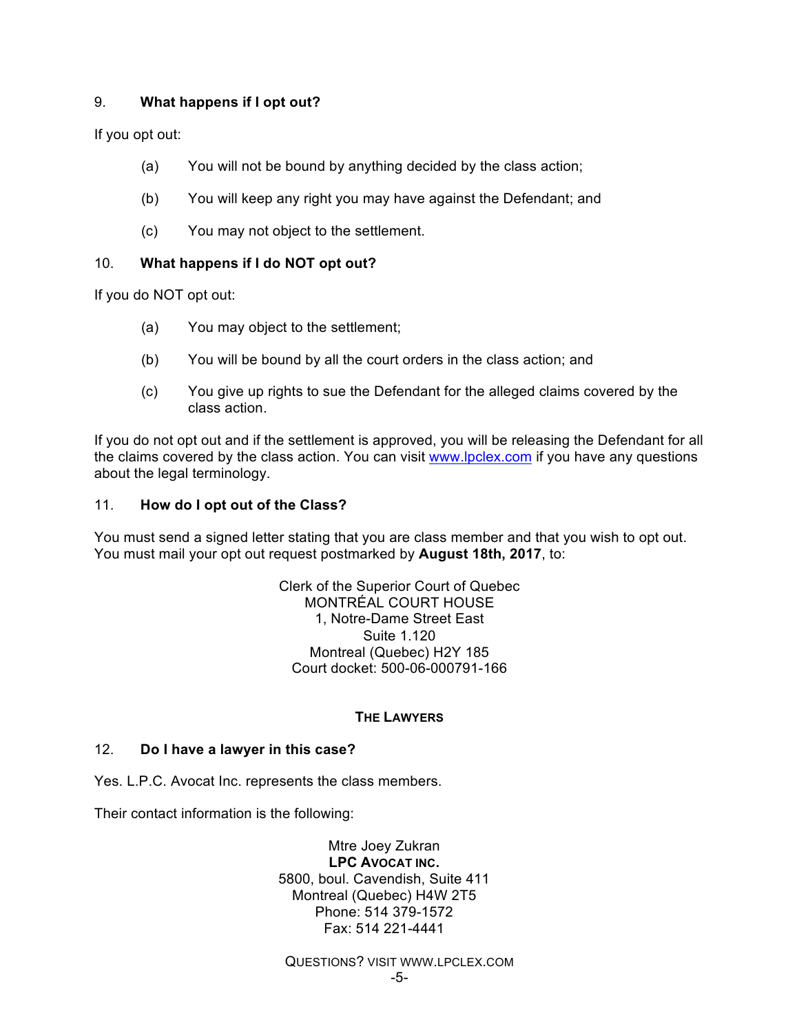### 9. What happens if I opt out?

If you opt out:

(a) You will not be bound by anything decided by the class action;

(b) You will keep any right you may have against the Defendant; and

(c) You may not object to the settlement.

### 10. What happens if I do NOT opt out?

If you do NOT opt out:

(a) You may object to the settlement;

(b) You will be bound by all the court orders in the class action; and

(c) You give up rights to sue the Defendant for the alleged claims covered by the class action.

If you do not opt out and if the settlement is approved, you will be releasing the Defendant for all the claims covered by the class action. You can visit [www.lpclex.com](http://www.lpclex.com) if you have any questions about the legal terminology.

### 11. How do I opt out of the Class?

You must send a signed letter stating that you are class member and that you wish to opt out. You must mail your opt out request postmarked by **August 18th, 2017**, to:

Clerk of the Superior Court of Quebec
MONTRÉAL COURT HOUSE
1, Notre-Dame Street East
Suite 1.120
Montreal (Quebec) H2Y 185
Court docket: 500-06-000791-166

## THE LAWYERS

### 12. Do I have a lawyer in this case?

Yes. L.P.C. Avocat Inc. represents the class members.

Their contact information is the following:

Mtre Joey Zukran
**LPC AVOCAT INC.**
5800, boul. Cavendish, Suite 411
Montreal (Quebec) H4W 2T5
Phone: 514 379-1572
Fax: 514 221-4441

QUESTIONS? VISIT WWW.LPCLEX.COM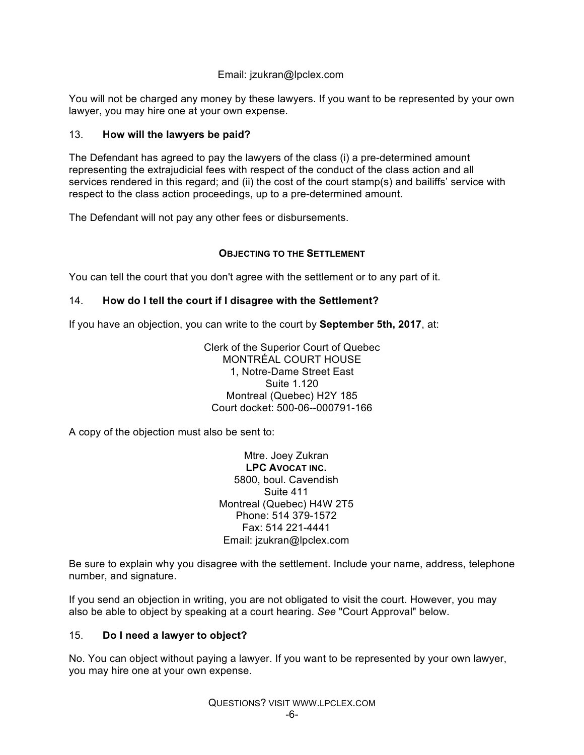Email: jzukran@lpclex.com

You will not be charged any money by these lawyers. If you want to be represented by your own lawyer, you may hire one at your own expense.

### 13. **How will the lawyers be paid?**

The Defendant has agreed to pay the lawyers of the class (i) a pre-determined amount representing the extrajudicial fees with respect of the conduct of the class action and all services rendered in this regard; and (ii) the cost of the court stamp(s) and bailiffs' service with respect to the class action proceedings, up to a pre-determined amount.

The Defendant will not pay any other fees or disbursements.

## OBJECTING TO THE SETTLEMENT

You can tell the court that you don't agree with the settlement or to any part of it.

### 14. **How do I tell the court if I disagree with the Settlement?**

If you have an objection, you can write to the court by **September 5th, 2017**, at:

Clerk of the Superior Court of Quebec
MONTRÉAL COURT HOUSE
1, Notre-Dame Street East
Suite 1.120
Montreal (Quebec) H2Y 185
Court docket: 500-06--000791-166

A copy of the objection must also be sent to:

Mtre. Joey Zukran
**LPC AVOCAT INC.**
5800, boul. Cavendish
Suite 411
Montreal (Quebec) H4W 2T5
Phone: 514 379-1572
Fax: 514 221-4441
Email: jzukran@lpclex.com

Be sure to explain why you disagree with the settlement. Include your name, address, telephone number, and signature.

If you send an objection in writing, you are not obligated to visit the court. However, you may also be able to object by speaking at a court hearing. *See* "Court Approval" below.

### 15. **Do I need a lawyer to object?**

No. You can object without paying a lawyer. If you want to be represented by your own lawyer, you may hire one at your own expense.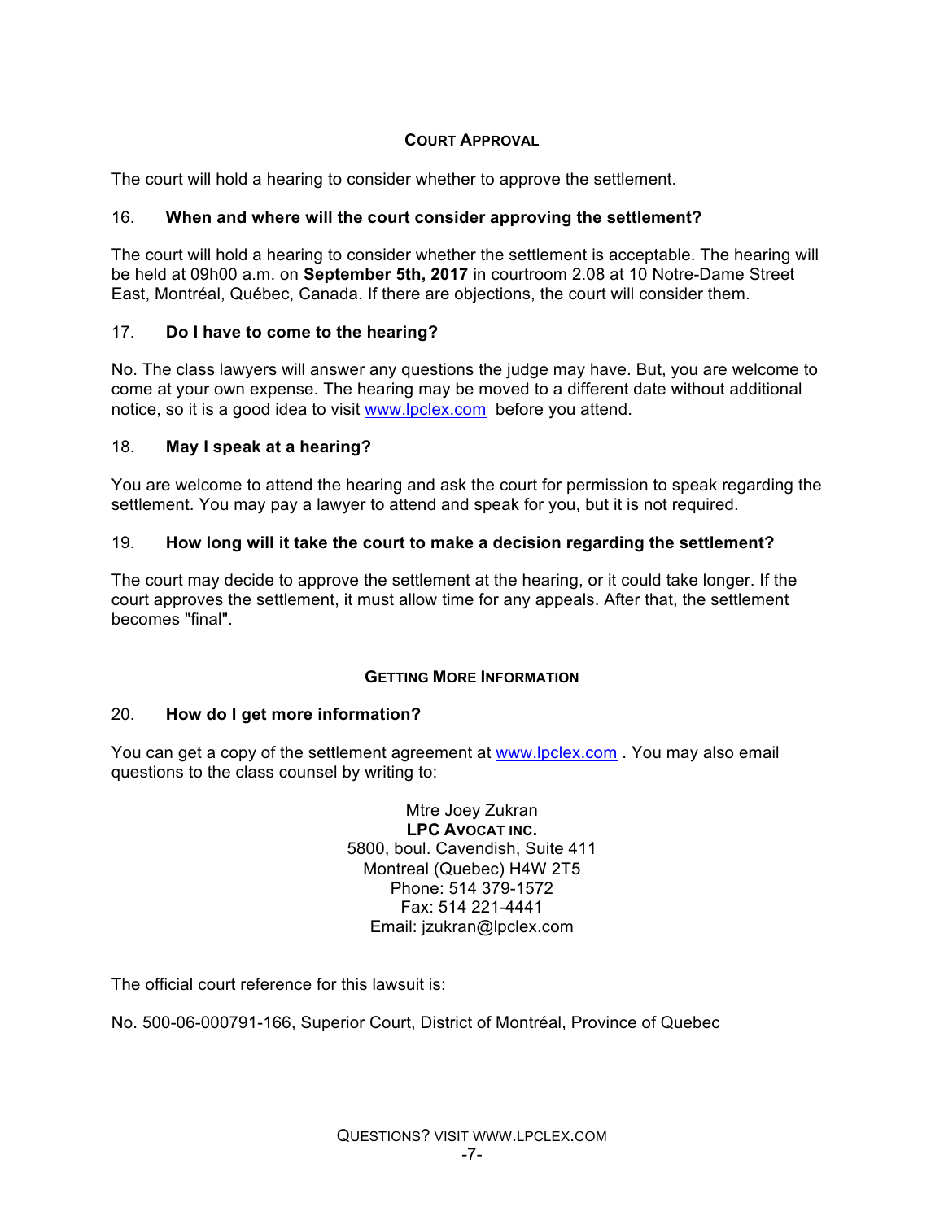## COURT APPROVAL

The court will hold a hearing to consider whether to approve the settlement.

### 16. When and where will the court consider approving the settlement?

The court will hold a hearing to consider whether the settlement is acceptable. The hearing will be held at 09h00 a.m. on **September 5th, 2017** in courtroom 2.08 at 10 Notre-Dame Street East, Montréal, Québec, Canada. If there are objections, the court will consider them.

### 17. Do I have to come to the hearing?

No. The class lawyers will answer any questions the judge may have. But, you are welcome to come at your own expense. The hearing may be moved to a different date without additional notice, so it is a good idea to visit www.lpclex.com before you attend.

### 18. May I speak at a hearing?

You are welcome to attend the hearing and ask the court for permission to speak regarding the settlement. You may pay a lawyer to attend and speak for you, but it is not required.

### 19. How long will it take the court to make a decision regarding the settlement?

The court may decide to approve the settlement at the hearing, or it could take longer. If the court approves the settlement, it must allow time for any appeals. After that, the settlement becomes "final".

## GETTING MORE INFORMATION

### 20. How do I get more information?

You can get a copy of the settlement agreement at www.lpclex.com . You may also email questions to the class counsel by writing to:

Mtre Joey Zukran
**LPC AVOCAT INC.**
5800, boul. Cavendish, Suite 411
Montreal (Quebec) H4W 2T5
Phone: 514 379-1572
Fax: 514 221-4441
Email: jzukran@lpclex.com

The official court reference for this lawsuit is:

No. 500-06-000791-166, Superior Court, District of Montréal, Province of Quebec